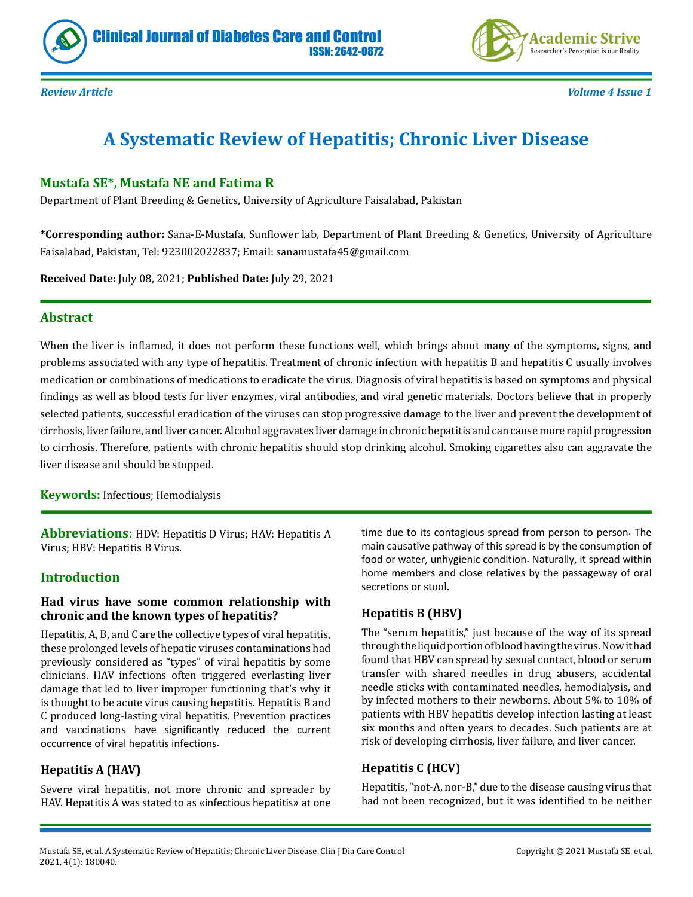*Review Article*

*Volume 4 Issue 1*

# A Systematic Review of Hepatitis; Chronic Liver Disease

**Mustafa SE*, Mustafa NE and Fatima R**

Department of Plant Breeding & Genetics, University of Agriculture Faisalabad, Pakistan

***Corresponding author:** Sana-E-Mustafa, Sunflower lab, Department of Plant Breeding & Genetics, University of Agriculture Faisalabad, Pakistan, Tel: 923002022837; Email: sanamustafa45@gmail.com

**Received Date:** July 08, 2021; **Published Date:** July 29, 2021

## Abstract

When the liver is inflamed, it does not perform these functions well, which brings about many of the symptoms, signs, and problems associated with any type of hepatitis. Treatment of chronic infection with hepatitis B and hepatitis C usually involves medication or combinations of medications to eradicate the virus. Diagnosis of viral hepatitis is based on symptoms and physical findings as well as blood tests for liver enzymes, viral antibodies, and viral genetic materials. Doctors believe that in properly selected patients, successful eradication of the viruses can stop progressive damage to the liver and prevent the development of cirrhosis, liver failure, and liver cancer. Alcohol aggravates liver damage in chronic hepatitis and can cause more rapid progression to cirrhosis. Therefore, patients with chronic hepatitis should stop drinking alcohol. Smoking cigarettes also can aggravate the liver disease and should be stopped.

**Keywords:** Infectious; Hemodialysis

**Abbreviations:** HDV: Hepatitis D Virus; HAV: Hepatitis A Virus; HBV: Hepatitis B Virus.

## Introduction

### Had virus have some common relationship with chronic and the known types of hepatitis?

Hepatitis, A, B, and C are the collective types of viral hepatitis, these prolonged levels of hepatic viruses contaminations had previously considered as "types" of viral hepatitis by some clinicians. HAV infections often triggered everlasting liver damage that led to liver improper functioning that's why it is thought to be acute virus causing hepatitis. Hepatitis B and C produced long-lasting viral hepatitis. Prevention practices and vaccinations have significantly reduced the current occurrence of viral hepatitis infections.

### Hepatitis A (HAV)

Severe viral hepatitis, not more chronic and spreader by HAV. Hepatitis A was stated to as «infectious hepatitis» at one time due to its contagious spread from person to person. The main causative pathway of this spread is by the consumption of food or water, unhygienic condition. Naturally, it spread within home members and close relatives by the passageway of oral secretions or stool.

### Hepatitis B (HBV)

The "serum hepatitis," just because of the way of its spread through the liquid portion of blood having the virus. Now it had found that HBV can spread by sexual contact, blood or serum transfer with shared needles in drug abusers, accidental needle sticks with contaminated needles, hemodialysis, and by infected mothers to their newborns. About 5% to 10% of patients with HBV hepatitis develop infection lasting at least six months and often years to decades. Such patients are at risk of developing cirrhosis, liver failure, and liver cancer.

### Hepatitis C (HCV)

Hepatitis, "not-A, nor-B," due to the disease causing virus that had not been recognized, but it was identified to be neither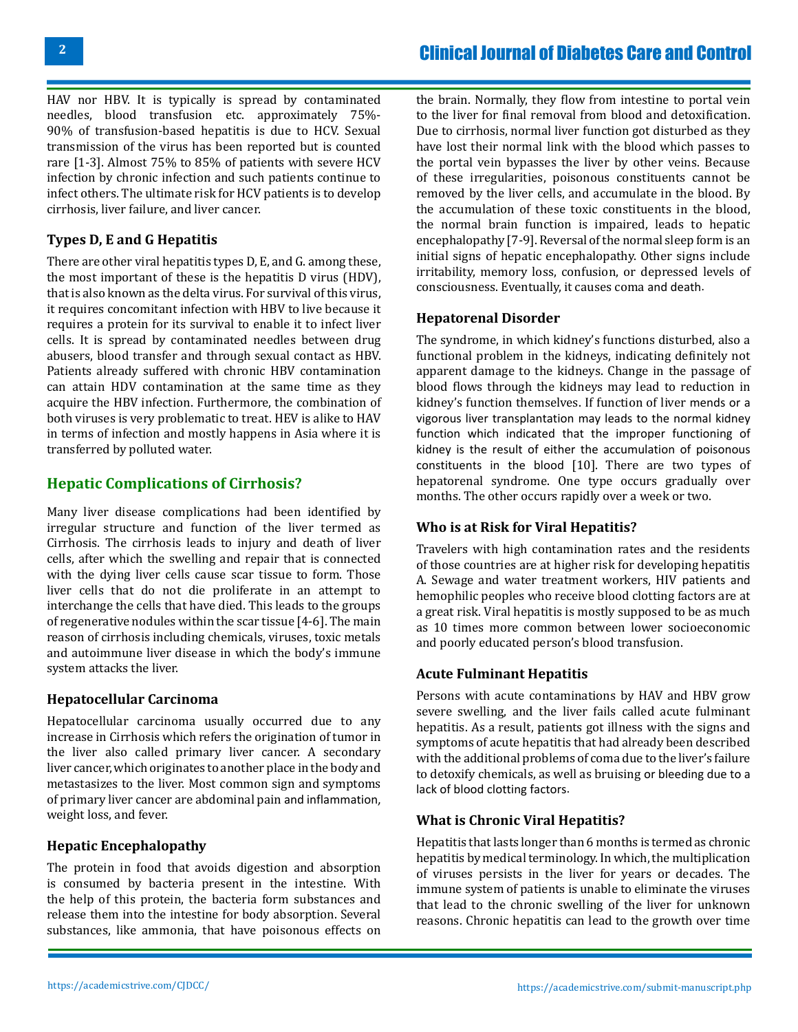HAV nor HBV. It is typically is spread by contaminated needles, blood transfusion etc. approximately 75%-90% of transfusion-based hepatitis is due to HCV. Sexual transmission of the virus has been reported but is counted rare [1-3]. Almost 75% to 85% of patients with severe HCV infection by chronic infection and such patients continue to infect others. The ultimate risk for HCV patients is to develop cirrhosis, liver failure, and liver cancer.

### Types D, E and G Hepatitis

There are other viral hepatitis types D, E, and G. among these, the most important of these is the hepatitis D virus (HDV), that is also known as the delta virus. For survival of this virus, it requires concomitant infection with HBV to live because it requires a protein for its survival to enable it to infect liver cells. It is spread by contaminated needles between drug abusers, blood transfer and through sexual contact as HBV. Patients already suffered with chronic HBV contamination can attain HDV contamination at the same time as they acquire the HBV infection. Furthermore, the combination of both viruses is very problematic to treat. HEV is alike to HAV in terms of infection and mostly happens in Asia where it is transferred by polluted water.

## Hepatic Complications of Cirrhosis?

Many liver disease complications had been identified by irregular structure and function of the liver termed as Cirrhosis. The cirrhosis leads to injury and death of liver cells, after which the swelling and repair that is connected with the dying liver cells cause scar tissue to form. Those liver cells that do not die proliferate in an attempt to interchange the cells that have died. This leads to the groups of regenerative nodules within the scar tissue [4-6]. The main reason of cirrhosis including chemicals, viruses, toxic metals and autoimmune liver disease in which the body's immune system attacks the liver.

### Hepatocellular Carcinoma

Hepatocellular carcinoma usually occurred due to any increase in Cirrhosis which refers the origination of tumor in the liver also called primary liver cancer. A secondary liver cancer, which originates to another place in the body and metastasizes to the liver. Most common sign and symptoms of primary liver cancer are abdominal pain and inflammation, weight loss, and fever.

### Hepatic Encephalopathy

The protein in food that avoids digestion and absorption is consumed by bacteria present in the intestine. With the help of this protein, the bacteria form substances and release them into the intestine for body absorption. Several substances, like ammonia, that have poisonous effects on the brain. Normally, they flow from intestine to portal vein to the liver for final removal from blood and detoxification. Due to cirrhosis, normal liver function got disturbed as they have lost their normal link with the blood which passes to the portal vein bypasses the liver by other veins. Because of these irregularities, poisonous constituents cannot be removed by the liver cells, and accumulate in the blood. By the accumulation of these toxic constituents in the blood, the normal brain function is impaired, leads to hepatic encephalopathy [7-9]. Reversal of the normal sleep form is an initial signs of hepatic encephalopathy. Other signs include irritability, memory loss, confusion, or depressed levels of consciousness. Eventually, it causes coma and death.

### Hepatorenal Disorder

The syndrome, in which kidney's functions disturbed, also a functional problem in the kidneys, indicating definitely not apparent damage to the kidneys. Change in the passage of blood flows through the kidneys may lead to reduction in kidney's function themselves. If function of liver mends or a vigorous liver transplantation may leads to the normal kidney function which indicated that the improper functioning of kidney is the result of either the accumulation of poisonous constituents in the blood [10]. There are two types of hepatorenal syndrome. One type occurs gradually over months. The other occurs rapidly over a week or two.

### Who is at Risk for Viral Hepatitis?

Travelers with high contamination rates and the residents of those countries are at higher risk for developing hepatitis A. Sewage and water treatment workers, HIV patients and hemophilic peoples who receive blood clotting factors are at a great risk. Viral hepatitis is mostly supposed to be as much as 10 times more common between lower socioeconomic and poorly educated person's blood transfusion.

### Acute Fulminant Hepatitis

Persons with acute contaminations by HAV and HBV grow severe swelling, and the liver fails called acute fulminant hepatitis. As a result, patients got illness with the signs and symptoms of acute hepatitis that had already been described with the additional problems of coma due to the liver's failure to detoxify chemicals, as well as bruising or bleeding due to a lack of blood clotting factors.

### What is Chronic Viral Hepatitis?

Hepatitis that lasts longer than 6 months is termed as chronic hepatitis by medical terminology. In which, the multiplication of viruses persists in the liver for years or decades. The immune system of patients is unable to eliminate the viruses that lead to the chronic swelling of the liver for unknown reasons. Chronic hepatitis can lead to the growth over time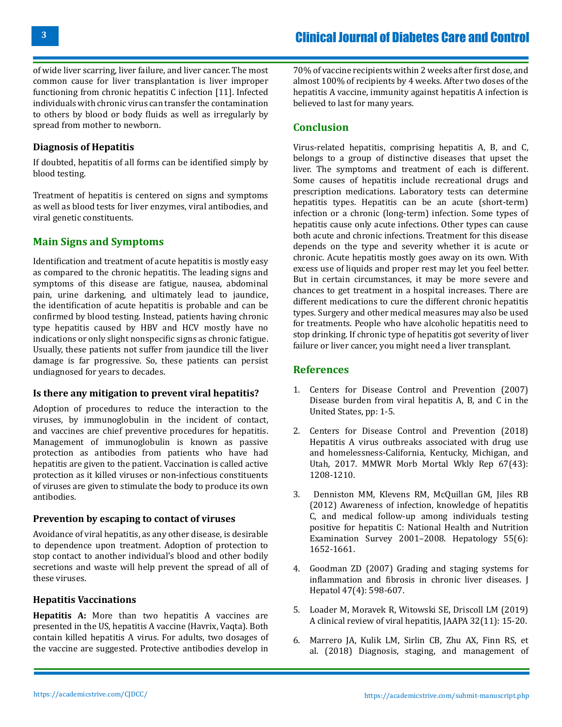of wide liver scarring, liver failure, and liver cancer. The most common cause for liver transplantation is liver improper functioning from chronic hepatitis C infection [11]. Infected individuals with chronic virus can transfer the contamination to others by blood or body fluids as well as irregularly by spread from mother to newborn.

### Diagnosis of Hepatitis

If doubted, hepatitis of all forms can be identified simply by blood testing.

Treatment of hepatitis is centered on signs and symptoms as well as blood tests for liver enzymes, viral antibodies, and viral genetic constituents.

## Main Signs and Symptoms

Identification and treatment of acute hepatitis is mostly easy as compared to the chronic hepatitis. The leading signs and symptoms of this disease are fatigue, nausea, abdominal pain, urine darkening, and ultimately lead to jaundice, the identification of acute hepatitis is probable and can be confirmed by blood testing. Instead, patients having chronic type hepatitis caused by HBV and HCV mostly have no indications or only slight nonspecific signs as chronic fatigue. Usually, these patients not suffer from jaundice till the liver damage is far progressive. So, these patients can persist undiagnosed for years to decades.

### Is there any mitigation to prevent viral hepatitis?

Adoption of procedures to reduce the interaction to the viruses, by immunoglobulin in the incident of contact, and vaccines are chief preventive procedures for hepatitis. Management of immunoglobulin is known as passive protection as antibodies from patients who have had hepatitis are given to the patient. Vaccination is called active protection as it killed viruses or non-infectious constituents of viruses are given to stimulate the body to produce its own antibodies.

### Prevention by escaping to contact of viruses

Avoidance of viral hepatitis, as any other disease, is desirable to dependence upon treatment. Adoption of protection to stop contact to another individual's blood and other bodily secretions and waste will help prevent the spread of all of these viruses.

### Hepatitis Vaccinations

**Hepatitis A:** More than two hepatitis A vaccines are presented in the US, hepatitis A vaccine (Havrix, Vaqta). Both contain killed hepatitis A virus. For adults, two dosages of the vaccine are suggested. Protective antibodies develop in 70% of vaccine recipients within 2 weeks after first dose, and almost 100% of recipients by 4 weeks. After two doses of the hepatitis A vaccine, immunity against hepatitis A infection is believed to last for many years.

## Conclusion

Virus-related hepatitis, comprising hepatitis A, B, and C, belongs to a group of distinctive diseases that upset the liver. The symptoms and treatment of each is different. Some causes of hepatitis include recreational drugs and prescription medications. Laboratory tests can determine hepatitis types. Hepatitis can be an acute (short-term) infection or a chronic (long-term) infection. Some types of hepatitis cause only acute infections. Other types can cause both acute and chronic infections. Treatment for this disease depends on the type and severity whether it is acute or chronic. Acute hepatitis mostly goes away on its own. With excess use of liquids and proper rest may let you feel better. But in certain circumstances, it may be more severe and chances to get treatment in a hospital increases. There are different medications to cure the different chronic hepatitis types. Surgery and other medical measures may also be used for treatments. People who have alcoholic hepatitis need to stop drinking. If chronic type of hepatitis got severity of liver failure or liver cancer, you might need a liver transplant.

## References

1. Centers for Disease Control and Prevention (2007) Disease burden from viral hepatitis A, B, and C in the United States, pp: 1-5.
2. Centers for Disease Control and Prevention (2018) Hepatitis A virus outbreaks associated with drug use and homelessness-California, Kentucky, Michigan, and Utah, 2017. MMWR Morb Mortal Wkly Rep 67(43): 1208-1210.
3. Denniston MM, Klevens RM, McQuillan GM, Jiles RB (2012) Awareness of infection, knowledge of hepatitis C, and medical follow-up among individuals testing positive for hepatitis C: National Health and Nutrition Examination Survey 2001–2008. Hepatology 55(6): 1652-1661.
4. Goodman ZD (2007) Grading and staging systems for inflammation and fibrosis in chronic liver diseases. J Hepatol 47(4): 598-607.
5. Loader M, Moravek R, Witowski SE, Driscoll LM (2019) A clinical review of viral hepatitis, JAAPA 32(11): 15-20.
6. Marrero JA, Kulik LM, Sirlin CB, Zhu AX, Finn RS, et al. (2018) Diagnosis, staging, and management of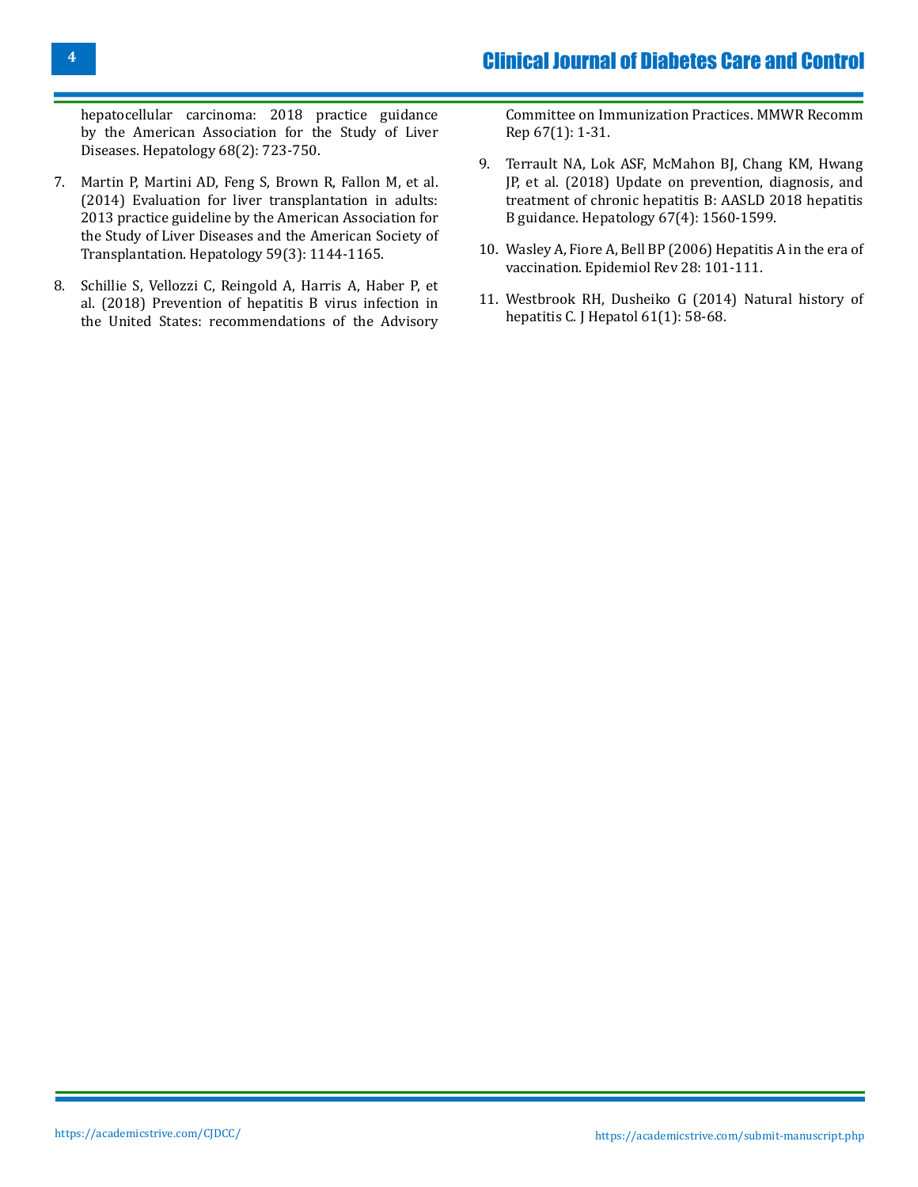hepatocellular carcinoma: 2018 practice guidance by the American Association for the Study of Liver Diseases. Hepatology 68(2): 723-750.

7. Martin P, Martini AD, Feng S, Brown R, Fallon M, et al. (2014) Evaluation for liver transplantation in adults: 2013 practice guideline by the American Association for the Study of Liver Diseases and the American Society of Transplantation. Hepatology 59(3): 1144-1165.

8. Schillie S, Vellozzi C, Reingold A, Harris A, Haber P, et al. (2018) Prevention of hepatitis B virus infection in the United States: recommendations of the Advisory Committee on Immunization Practices. MMWR Recomm Rep 67(1): 1-31.

9. Terrault NA, Lok ASF, McMahon BJ, Chang KM, Hwang JP, et al. (2018) Update on prevention, diagnosis, and treatment of chronic hepatitis B: AASLD 2018 hepatitis B guidance. Hepatology 67(4): 1560-1599.

10. Wasley A, Fiore A, Bell BP (2006) Hepatitis A in the era of vaccination. Epidemiol Rev 28: 101-111.

11. Westbrook RH, Dusheiko G (2014) Natural history of hepatitis C. J Hepatol 61(1): 58-68.